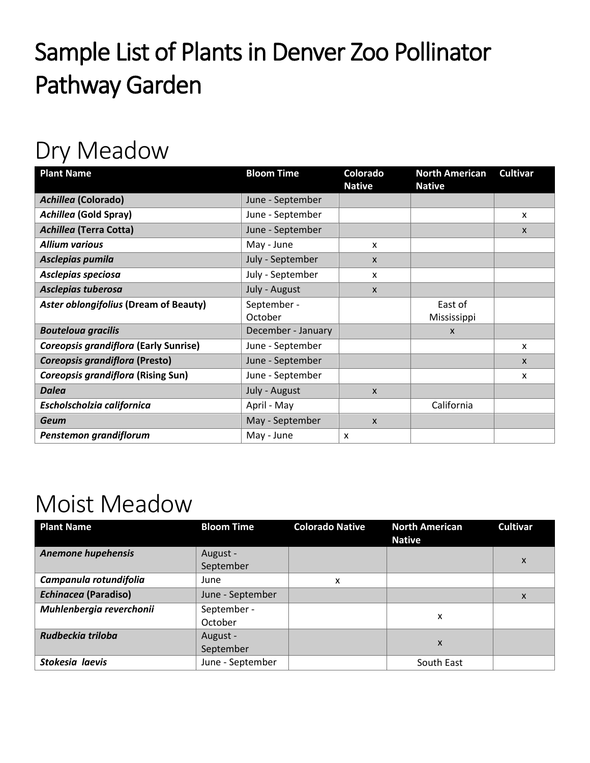# Sample List of Plants in Denver Zoo Pollinator Pathway Garden

## Dry Meadow

| Plant Name | Bloom Time | Colorado Native | North American Native | Cultivar |
|---|---|---|---|---|
| ***Achillea* (Colorado)** | June - September | | | |
| ***Achillea* (Gold Spray)** | June - September | | | x |
| ***Achillea* (Terra Cotta)** | June - September | | | x |
| ***Allium various*** | May - June | x | | |
| ***Asclepias pumila*** | July - September | x | | |
| ***Asclepias speciosa*** | July - September | x | | |
| ***Asclepias tuberosa*** | July - August | x | | |
| ***Aster oblongifolius* (Dream of Beauty)** | September - October | | East of Mississippi | |
| ***Bouteloua gracilis*** | December - January | | x | |
| ***Coreopsis grandiflora* (Early Sunrise)** | June - September | | | x |
| ***Coreopsis grandiflora* (Presto)** | June - September | | | x |
| ***Coreopsis grandiflora* (Rising Sun)** | June - September | | | x |
| ***Dalea*** | July - August | x | | |
| ***Escholscholzia californica*** | April - May | | California | |
| ***Geum*** | May - September | x | | |
| ***Penstemon grandiflorum*** | May - June | x | | |

## Moist Meadow

| Plant Name | Bloom Time | Colorado Native | North American Native | Cultivar |
|---|---|---|---|---|
| ***Anemone hupehensis*** | August - September | | | x |
| ***Campanula rotundifolia*** | June | x | | |
| ***Echinacea* (Paradiso)** | June - September | | | x |
| ***Muhlenbergia reverchonii*** | September - October | | x | |
| ***Rudbeckia triloba*** | August - September | | x | |
| ***Stokesia laevis*** | June - September | | South East | |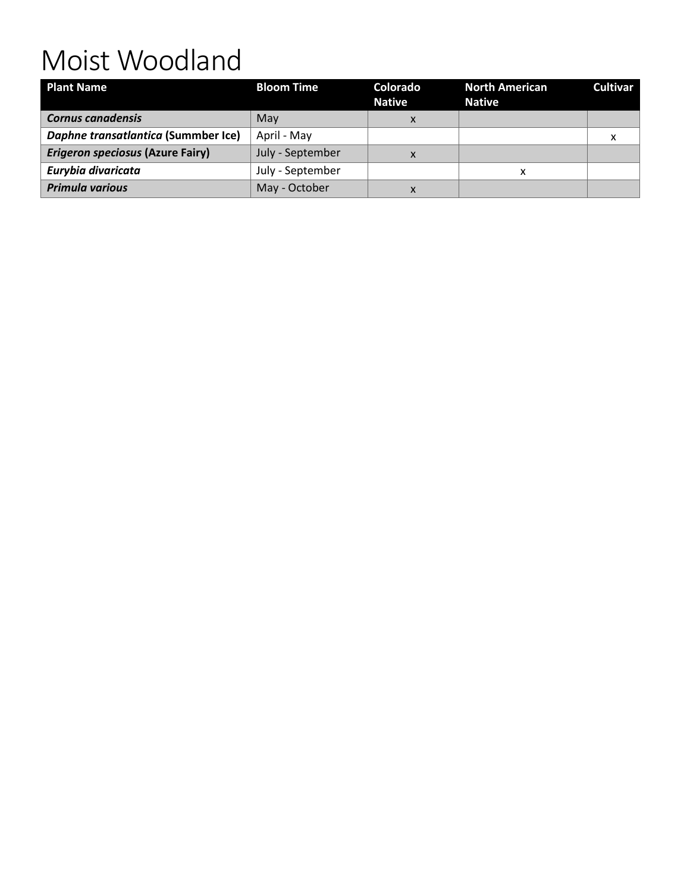# Moist Woodland

| Plant Name | Bloom Time | Colorado Native | North American Native | Cultivar |
|---|---|---|---|---|
| ***Cornus canadensis*** | May | x | | |
| ***Daphne transatlantica* (Summber Ice)** | April - May | | | x |
| ***Erigeron speciosus* (Azure Fairy)** | July - September | x | | |
| ***Eurybia divaricata*** | July - September | | x | |
| ***Primula various*** | May - October | x | | |